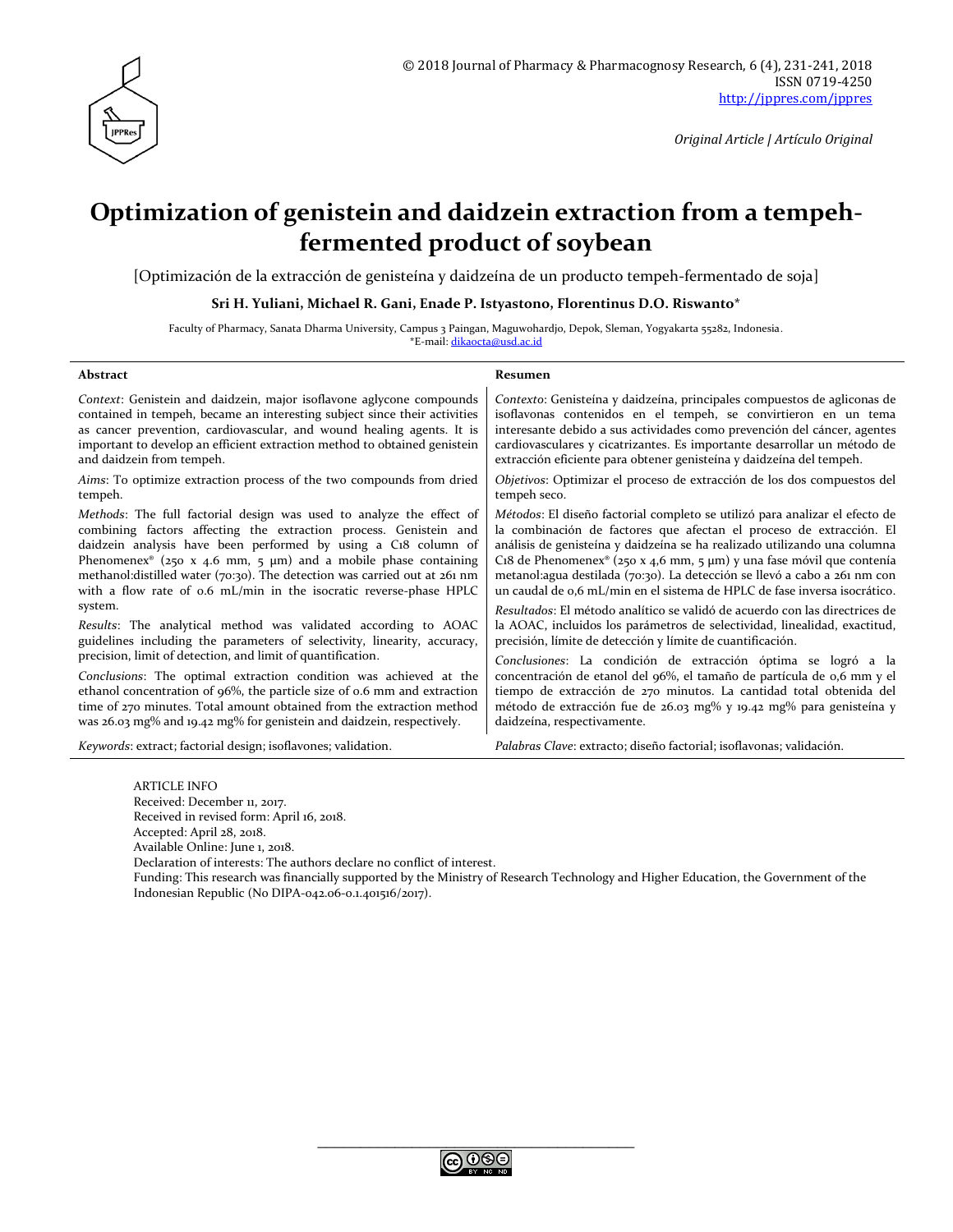Original Article | Artículo Original

# Optimization of genistein and daidzein extraction from a tempeh-fermented product of soybean

[Optimización de la extracción de genisteína y daidzeína de un producto tempeh-fermentado de soja]

**Sri H. Yuliani, Michael R. Gani, Enade P. Istyastono, Florentinus D.O. Riswanto***

Faculty of Pharmacy, Sanata Dharma University, Campus 3 Paingan, Maguwohardjo, Depok, Sleman, Yogyakarta 55282, Indonesia.
*E-mail: dikaocta@usd.ac.id

## Abstract

*Context*: Genistein and daidzein, major isoflavone aglycone compounds contained in tempeh, became an interesting subject since their activities as cancer prevention, cardiovascular, and wound healing agents. It is important to develop an efficient extraction method to obtained genistein and daidzein from tempeh.

*Aims*: To optimize extraction process of the two compounds from dried tempeh.

*Methods*: The full factorial design was used to analyze the effect of combining factors affecting the extraction process. Genistein and daidzein analysis have been performed by using a C18 column of Phenomenex® (250 x 4.6 mm, 5 µm) and a mobile phase containing methanol:distilled water (70:30). The detection was carried out at 261 nm with a flow rate of 0.6 mL/min in the isocratic reverse-phase HPLC system.

*Results*: The analytical method was validated according to AOAC guidelines including the parameters of selectivity, linearity, accuracy, precision, limit of detection, and limit of quantification.

*Conclusions*: The optimal extraction condition was achieved at the ethanol concentration of 96%, the particle size of 0.6 mm and extraction time of 270 minutes. Total amount obtained from the extraction method was 26.03 mg% and 19.42 mg% for genistein and daidzein, respectively.

*Keywords*: extract; factorial design; isoflavones; validation.

## Resumen

*Contexto*: Genisteína y daidzeína, principales compuestos de agliconas de isoflavonas contenidos en el tempeh, se convirtieron en un tema interesante debido a sus actividades como prevención del cáncer, agentes cardiovasculares y cicatrizantes. Es importante desarrollar un método de extracción eficiente para obtener genisteína y daidzeína del tempeh.

*Objetivos*: Optimizar el proceso de extracción de los dos compuestos del tempeh seco.

*Métodos*: El diseño factorial completo se utilizó para analizar el efecto de la combinación de factores que afectan el proceso de extracción. El análisis de genisteína y daidzeína se ha realizado utilizando una columna C18 de Phenomenex® (250 x 4,6 mm, 5 µm) y una fase móvil que contenía metanol:agua destilada (70:30). La detección se llevó a cabo a 261 nm con un caudal de 0,6 mL/min en el sistema de HPLC de fase inversa isocrático.

*Resultados*: El método analítico se validó de acuerdo con las directrices de la AOAC, incluidos los parámetros de selectividad, linealidad, exactitud, precisión, límite de detección y límite de cuantificación.

*Conclusiones*: La condición de extracción óptima se logró a la concentración de etanol del 96%, el tamaño de partícula de 0,6 mm y el tiempo de extracción de 270 minutos. La cantidad total obtenida del método de extracción fue de 26.03 mg% y 19.42 mg% para genisteína y daidzeína, respectivamente.

*Palabras Clave*: extracto; diseño factorial; isoflavonas; validación.

ARTICLE INFO
Received: December 11, 2017.
Received in revised form: April 16, 2018.
Accepted: April 28, 2018.
Available Online: June 1, 2018.
Declaration of interests: The authors declare no conflict of interest.
Funding: This research was financially supported by the Ministry of Research Technology and Higher Education, the Government of the Indonesian Republic (No DIPA-042.06-0.1.401516/2017).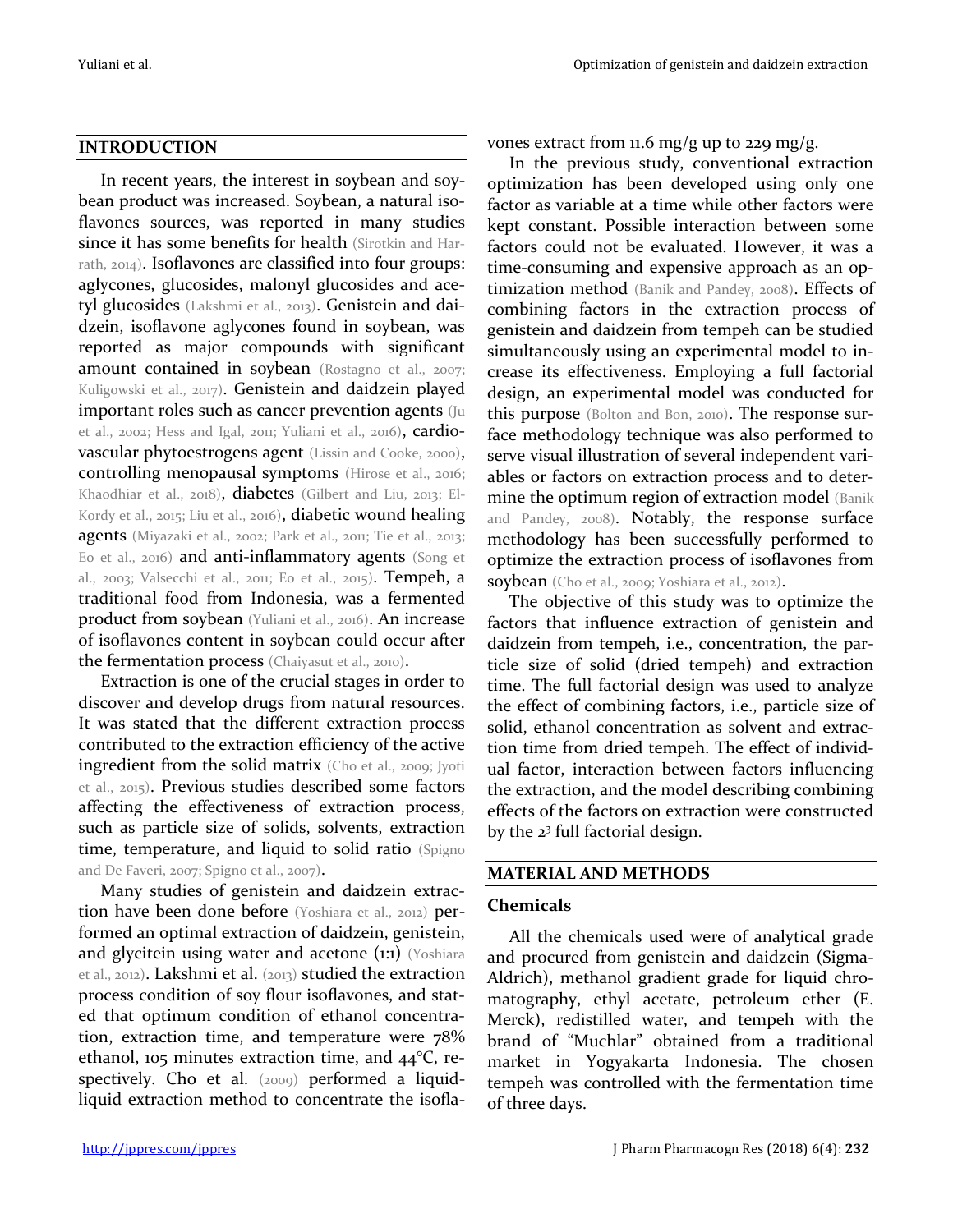## INTRODUCTION

In recent years, the interest in soybean and soybean product was increased. Soybean, a natural isoflavones sources, was reported in many studies since it has some benefits for health (Sirotkin and Harrath, 2014). Isoflavones are classified into four groups: aglycones, glucosides, malonyl glucosides and acetyl glucosides (Lakshmi et al., 2013). Genistein and daidzein, isoflavone aglycones found in soybean, was reported as major compounds with significant amount contained in soybean (Rostagno et al., 2007; Kuligowski et al., 2017). Genistein and daidzein played important roles such as cancer prevention agents (Ju et al., 2002; Hess and Igal, 2011; Yuliani et al., 2016), cardiovascular phytoestrogens agent (Lissin and Cooke, 2000), controlling menopausal symptoms (Hirose et al., 2016; Khaodhiar et al., 2018), diabetes (Gilbert and Liu, 2013; El-Kordy et al., 2015; Liu et al., 2016), diabetic wound healing agents (Miyazaki et al., 2002; Park et al., 2011; Tie et al., 2013; Eo et al., 2016) and anti-inflammatory agents (Song et al., 2003; Valsecchi et al., 2011; Eo et al., 2015). Tempeh, a traditional food from Indonesia, was a fermented product from soybean (Yuliani et al., 2016). An increase of isoflavones content in soybean could occur after the fermentation process (Chaiyasut et al., 2010).

Extraction is one of the crucial stages in order to discover and develop drugs from natural resources. It was stated that the different extraction process contributed to the extraction efficiency of the active ingredient from the solid matrix (Cho et al., 2009; Jyoti et al., 2015). Previous studies described some factors affecting the effectiveness of extraction process, such as particle size of solids, solvents, extraction time, temperature, and liquid to solid ratio (Spigno and De Faveri, 2007; Spigno et al., 2007).

Many studies of genistein and daidzein extraction have been done before (Yoshiara et al., 2012) performed an optimal extraction of daidzein, genistein, and glycitein using water and acetone (1:1) (Yoshiara et al., 2012). Lakshmi et al. (2013) studied the extraction process condition of soy flour isoflavones, and stated that optimum condition of ethanol concentration, extraction time, and temperature were 78% ethanol, 105 minutes extraction time, and 44°C, respectively. Cho et al. (2009) performed a liquid-liquid extraction method to concentrate the isoflavones extract from 11.6 mg/g up to 229 mg/g.

In the previous study, conventional extraction optimization has been developed using only one factor as variable at a time while other factors were kept constant. Possible interaction between some factors could not be evaluated. However, it was a time-consuming and expensive approach as an optimization method (Banik and Pandey, 2008). Effects of combining factors in the extraction process of genistein and daidzein from tempeh can be studied simultaneously using an experimental model to increase its effectiveness. Employing a full factorial design, an experimental model was conducted for this purpose (Bolton and Bon, 2010). The response surface methodology technique was also performed to serve visual illustration of several independent variables or factors on extraction process and to determine the optimum region of extraction model (Banik and Pandey, 2008). Notably, the response surface methodology has been successfully performed to optimize the extraction process of isoflavones from soybean (Cho et al., 2009; Yoshiara et al., 2012).

The objective of this study was to optimize the factors that influence extraction of genistein and daidzein from tempeh, i.e., concentration, the particle size of solid (dried tempeh) and extraction time. The full factorial design was used to analyze the effect of combining factors, i.e., particle size of solid, ethanol concentration as solvent and extraction time from dried tempeh. The effect of individual factor, interaction between factors influencing the extraction, and the model describing combining effects of the factors on extraction were constructed by the $2^3$ full factorial design.

## MATERIAL AND METHODS

### Chemicals

All the chemicals used were of analytical grade and procured from genistein and daidzein (Sigma-Aldrich), methanol gradient grade for liquid chromatography, ethyl acetate, petroleum ether (E. Merck), redistilled water, and tempeh with the brand of "Muchlar" obtained from a traditional market in Yogyakarta Indonesia. The chosen tempeh was controlled with the fermentation time of three days.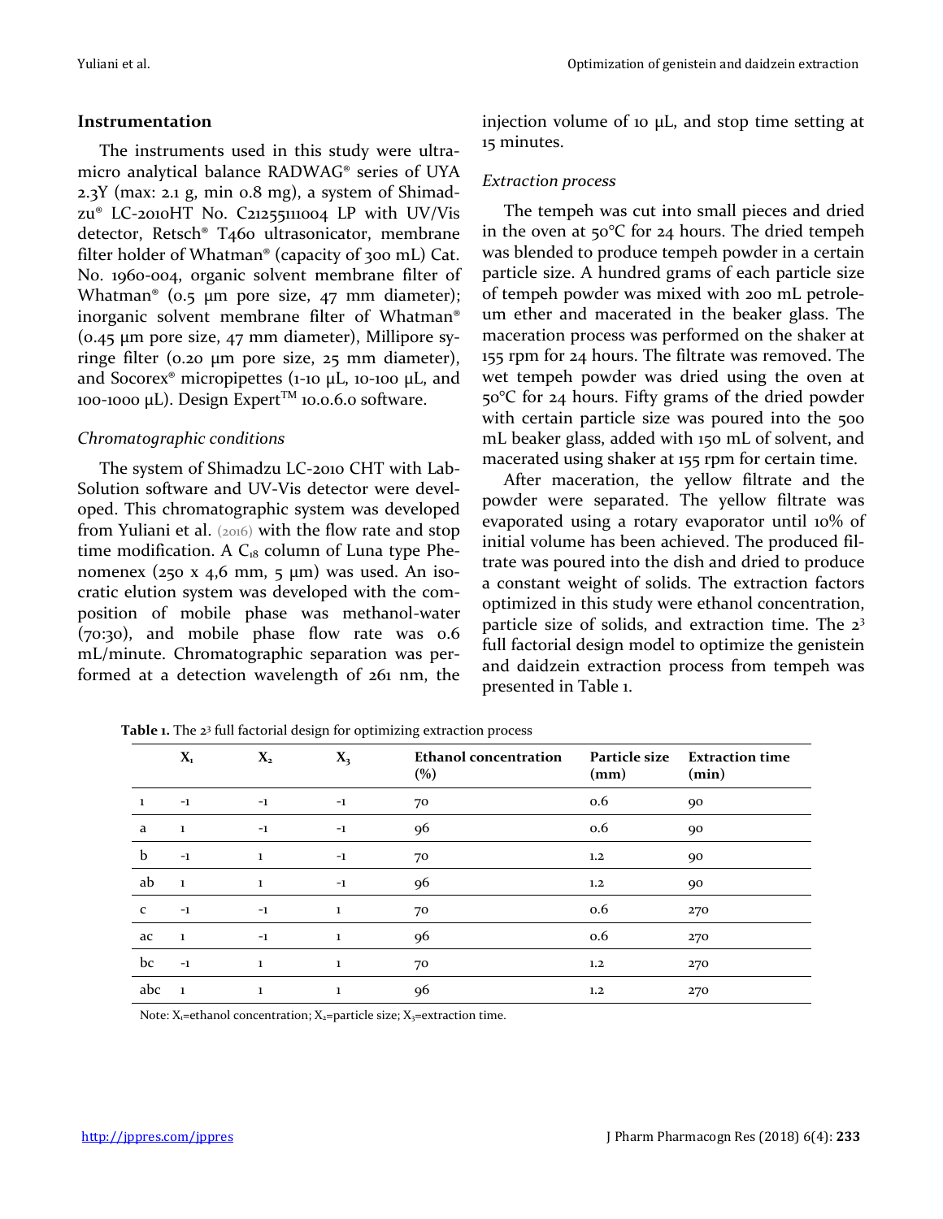### Instrumentation

The instruments used in this study were ultra-micro analytical balance RADWAG® series of UYA 2.3Y (max: 2.1 g, min 0.8 mg), a system of Shimadzu® LC-2010HT No. C21255111004 LP with UV/Vis detector, Retsch® T460 ultrasonicator, membrane filter holder of Whatman® (capacity of 300 mL) Cat. No. 1960-004, organic solvent membrane filter of Whatman® (0.5 µm pore size, 47 mm diameter); inorganic solvent membrane filter of Whatman® (0.45 µm pore size, 47 mm diameter), Millipore syringe filter (0.20 µm pore size, 25 mm diameter), and Socorex® micropipettes (1-10 µL, 10-100 µL, and 100-1000 µL). Design Expert™ 10.0.6.0 software.

#### *Chromatographic conditions*

The system of Shimadzu LC-2010 CHT with LabSolution software and UV-Vis detector were developed. This chromatographic system was developed from Yuliani et al. (2016) with the flow rate and stop time modification. A $C_{18}$ column of Luna type Phenomenex (250 x 4,6 mm, 5 µm) was used. An isocratic elution system was developed with the composition of mobile phase was methanol-water (70:30), and mobile phase flow rate was 0.6 mL/minute. Chromatographic separation was performed at a detection wavelength of 261 nm, the injection volume of 10 µL, and stop time setting at 15 minutes.

#### *Extraction process*

The tempeh was cut into small pieces and dried in the oven at 50°C for 24 hours. The dried tempeh was blended to produce tempeh powder in a certain particle size. A hundred grams of each particle size of tempeh powder was mixed with 200 mL petroleum ether and macerated in the beaker glass. The maceration process was performed on the shaker at 155 rpm for 24 hours. The filtrate was removed. The wet tempeh powder was dried using the oven at 50°C for 24 hours. Fifty grams of the dried powder with certain particle size was poured into the 500 mL beaker glass, added with 150 mL of solvent, and macerated using shaker at 155 rpm for certain time.

After maceration, the yellow filtrate and the powder were separated. The yellow filtrate was evaporated using a rotary evaporator until 10% of initial volume has been achieved. The produced filtrate was poured into the dish and dried to produce a constant weight of solids. The extraction factors optimized in this study were ethanol concentration, particle size of solids, and extraction time. The $2^3$ full factorial design model to optimize the genistein and daidzein extraction process from tempeh was presented in Table 1.

**Table 1.** The $2^3$ full factorial design for optimizing extraction process

| | $X_1$ | $X_2$ | $X_3$ | Ethanol concentration (%) | Particle size (mm) | Extraction time (min) |
|---|---|---|---|---|---|---|
| 1 | -1 | -1 | -1 | 70 | 0.6 | 90 |
| a | 1 | -1 | -1 | 96 | 0.6 | 90 |
| b | -1 | 1 | -1 | 70 | 1.2 | 90 |
| ab | 1 | 1 | -1 | 96 | 1.2 | 90 |
| c | -1 | -1 | 1 | 70 | 0.6 | 270 |
| ac | 1 | -1 | 1 | 96 | 0.6 | 270 |
| bc | -1 | 1 | 1 | 70 | 1.2 | 270 |
| abc | 1 | 1 | 1 | 96 | 1.2 | 270 |

Note: $X_1$=ethanol concentration; $X_2$=particle size; $X_3$=extraction time.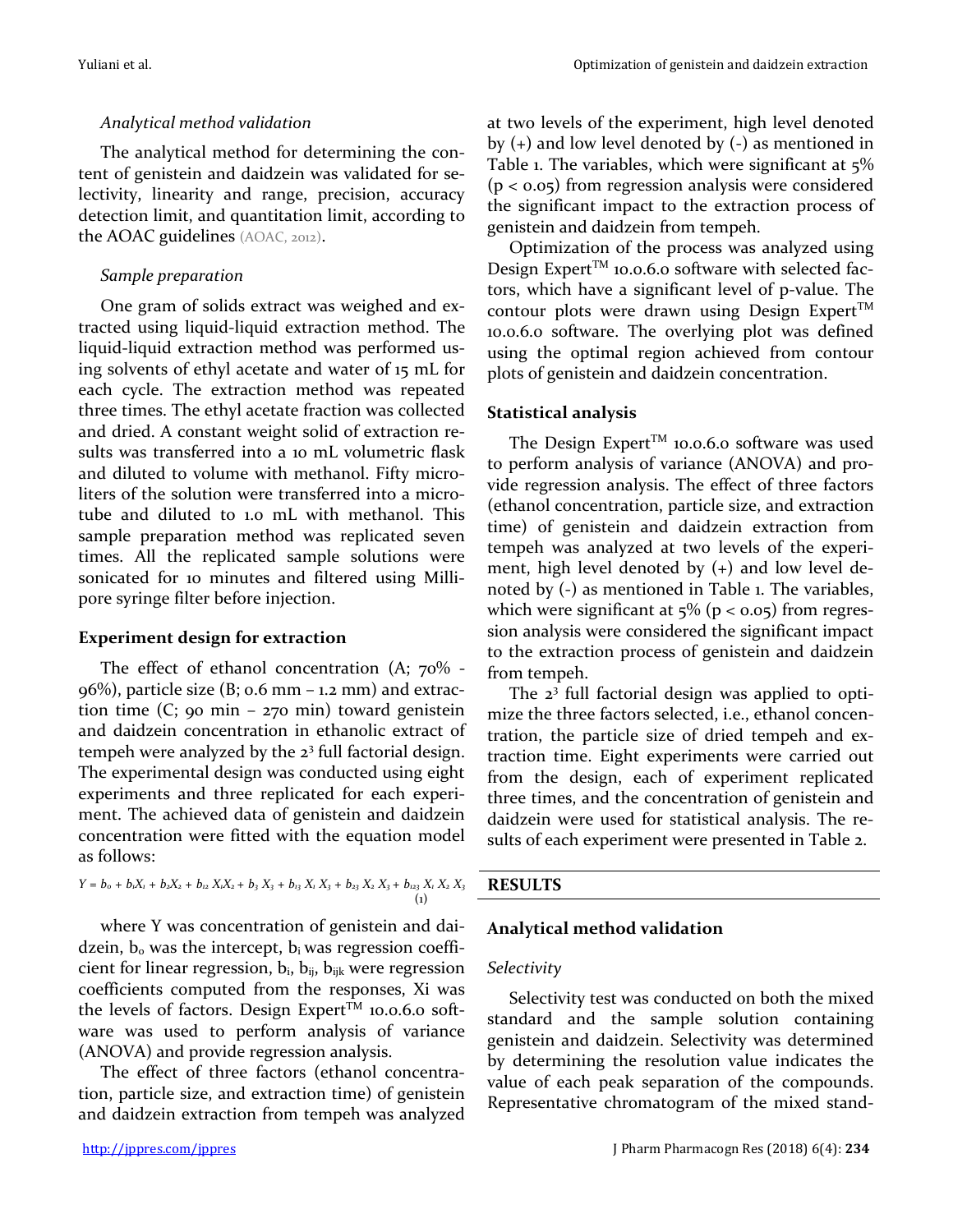*Analytical method validation*

The analytical method for determining the content of genistein and daidzein was validated for selectivity, linearity and range, precision, accuracy detection limit, and quantitation limit, according to the AOAC guidelines (AOAC, 2012).

*Sample preparation*

One gram of solids extract was weighed and extracted using liquid-liquid extraction method. The liquid-liquid extraction method was performed using solvents of ethyl acetate and water of 15 mL for each cycle. The extraction method was repeated three times. The ethyl acetate fraction was collected and dried. A constant weight solid of extraction results was transferred into a 10 mL volumetric flask and diluted to volume with methanol. Fifty microliters of the solution were transferred into a microtube and diluted to 1.0 mL with methanol. This sample preparation method was replicated seven times. All the replicated sample solutions were sonicated for 10 minutes and filtered using Millipore syringe filter before injection.

## Experiment design for extraction

The effect of ethanol concentration (A; 70% - 96%), particle size (B; 0.6 mm – 1.2 mm) and extraction time (C; 90 min – 270 min) toward genistein and daidzein concentration in ethanolic extract of tempeh were analyzed by the $2^3$ full factorial design. The experimental design was conducted using eight experiments and three replicated for each experiment. The achieved data of genistein and daidzein concentration were fitted with the equation model as follows:

$$Y = b_0 + b_1X_1 + b_2X_2 + b_{12}X_1X_2 + b_3X_3 + b_{13}X_1X_3 + b_{23}X_2X_3 + b_{123}X_1X_2X_3 \quad (1)$$

where Y was concentration of genistein and daidzein, $b_o$ was the intercept, $b_i$ was regression coefficient for linear regression, $b_i$, $b_{ij}$, $b_{ijk}$ were regression coefficients computed from the responses, Xi was the levels of factors. Design Expert™ 10.0.6.0 software was used to perform analysis of variance (ANOVA) and provide regression analysis.

The effect of three factors (ethanol concentration, particle size, and extraction time) of genistein and daidzein extraction from tempeh was analyzed at two levels of the experiment, high level denoted by (+) and low level denoted by (-) as mentioned in Table 1. The variables, which were significant at 5% ($p < 0.05$) from regression analysis were considered the significant impact to the extraction process of genistein and daidzein from tempeh.

Optimization of the process was analyzed using Design Expert™ 10.0.6.0 software with selected factors, which have a significant level of p-value. The contour plots were drawn using Design Expert™ 10.0.6.0 software. The overlying plot was defined using the optimal region achieved from contour plots of genistein and daidzein concentration.

## Statistical analysis

The Design Expert™ 10.0.6.0 software was used to perform analysis of variance (ANOVA) and provide regression analysis. The effect of three factors (ethanol concentration, particle size, and extraction time) of genistein and daidzein extraction from tempeh was analyzed at two levels of the experiment, high level denoted by (+) and low level denoted by (-) as mentioned in Table 1. The variables, which were significant at 5% ($p < 0.05$) from regression analysis were considered the significant impact to the extraction process of genistein and daidzein from tempeh.

The $2^3$ full factorial design was applied to optimize the three factors selected, i.e., ethanol concentration, the particle size of dried tempeh and extraction time. Eight experiments were carried out from the design, each of experiment replicated three times, and the concentration of genistein and daidzein were used for statistical analysis. The results of each experiment were presented in Table 2.

# RESULTS

## Analytical method validation

*Selectivity*

Selectivity test was conducted on both the mixed standard and the sample solution containing genistein and daidzein. Selectivity was determined by determining the resolution value indicates the value of each peak separation of the compounds. Representative chromatogram of the mixed stand-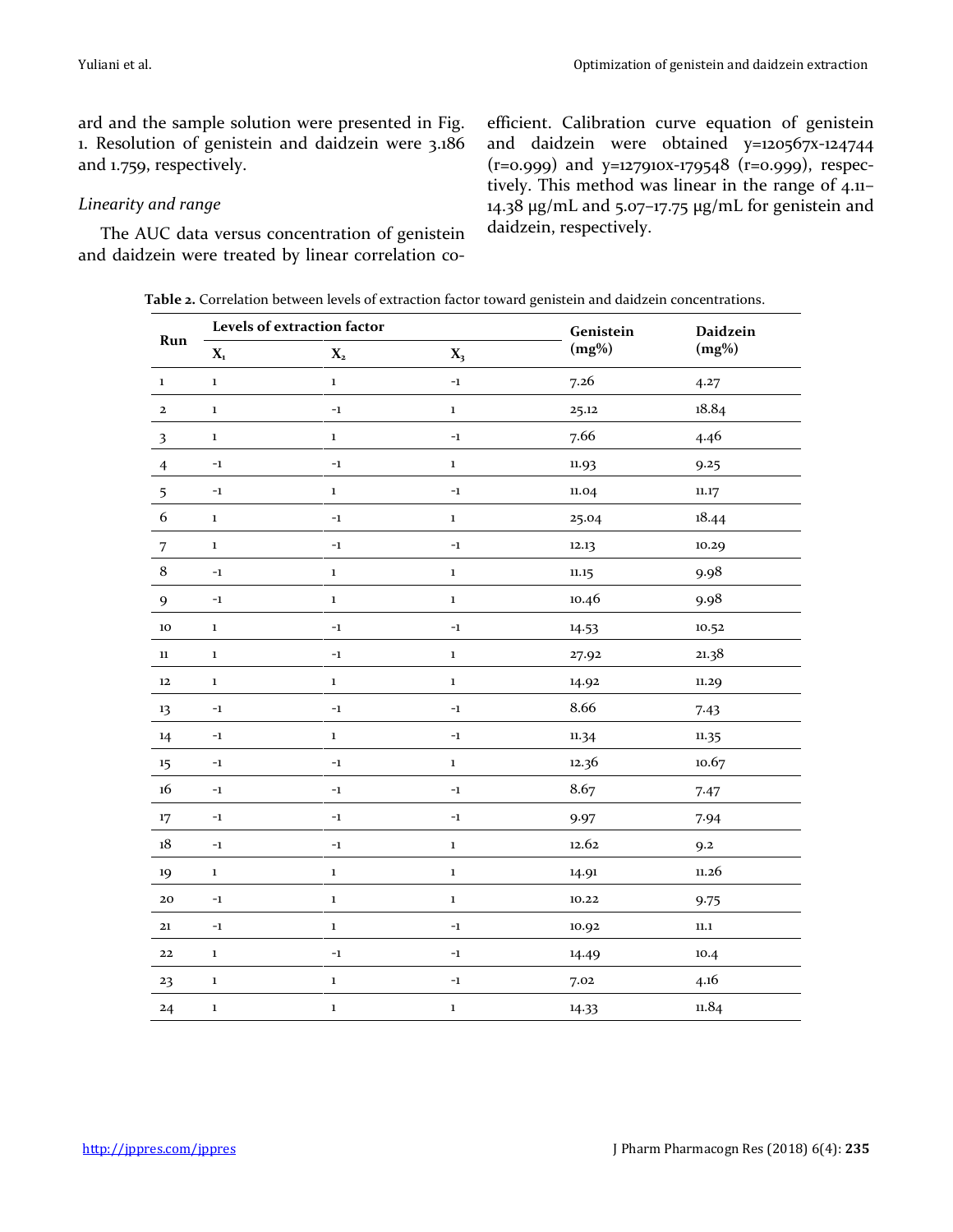ard and the sample solution were presented in Fig. 1. Resolution of genistein and daidzein were 3.186 and 1.759, respectively.

### *Linearity and range*

The AUC data versus concentration of genistein and daidzein were treated by linear correlation coefficient. Calibration curve equation of genistein and daidzein were obtained y=120567x-124744 (r=0.999) and y=127910x-179548 (r=0.999), respectively. This method was linear in the range of 4.11–14.38 µg/mL and 5.07–17.75 µg/mL for genistein and daidzein, respectively.

**Table 2.** Correlation between levels of extraction factor toward genistein and daidzein concentrations.

| Run | Levels of extraction factor | | | Genistein (mg%) | Daidzein (mg%) |
|---|---|---|---|---|---|
| | $X_1$ | $X_2$ | $X_3$ | | |
| 1 | 1 | 1 | -1 | 7.26 | 4.27 |
| 2 | 1 | -1 | 1 | 25.12 | 18.84 |
| 3 | 1 | 1 | -1 | 7.66 | 4.46 |
| 4 | -1 | -1 | 1 | 11.93 | 9.25 |
| 5 | -1 | 1 | -1 | 11.04 | 11.17 |
| 6 | 1 | -1 | 1 | 25.04 | 18.44 |
| 7 | 1 | -1 | -1 | 12.13 | 10.29 |
| 8 | -1 | 1 | 1 | 11.15 | 9.98 |
| 9 | -1 | 1 | 1 | 10.46 | 9.98 |
| 10 | 1 | -1 | -1 | 14.53 | 10.52 |
| 11 | 1 | -1 | 1 | 27.92 | 21.38 |
| 12 | 1 | 1 | 1 | 14.92 | 11.29 |
| 13 | -1 | -1 | -1 | 8.66 | 7.43 |
| 14 | -1 | 1 | -1 | 11.34 | 11.35 |
| 15 | -1 | -1 | 1 | 12.36 | 10.67 |
| 16 | -1 | -1 | -1 | 8.67 | 7.47 |
| 17 | -1 | -1 | -1 | 9.97 | 7.94 |
| 18 | -1 | -1 | 1 | 12.62 | 9.2 |
| 19 | 1 | 1 | 1 | 14.91 | 11.26 |
| 20 | -1 | 1 | 1 | 10.22 | 9.75 |
| 21 | -1 | 1 | -1 | 10.92 | 11.1 |
| 22 | 1 | -1 | -1 | 14.49 | 10.4 |
| 23 | 1 | 1 | -1 | 7.02 | 4.16 |
| 24 | 1 | 1 | 1 | 14.33 | 11.84 |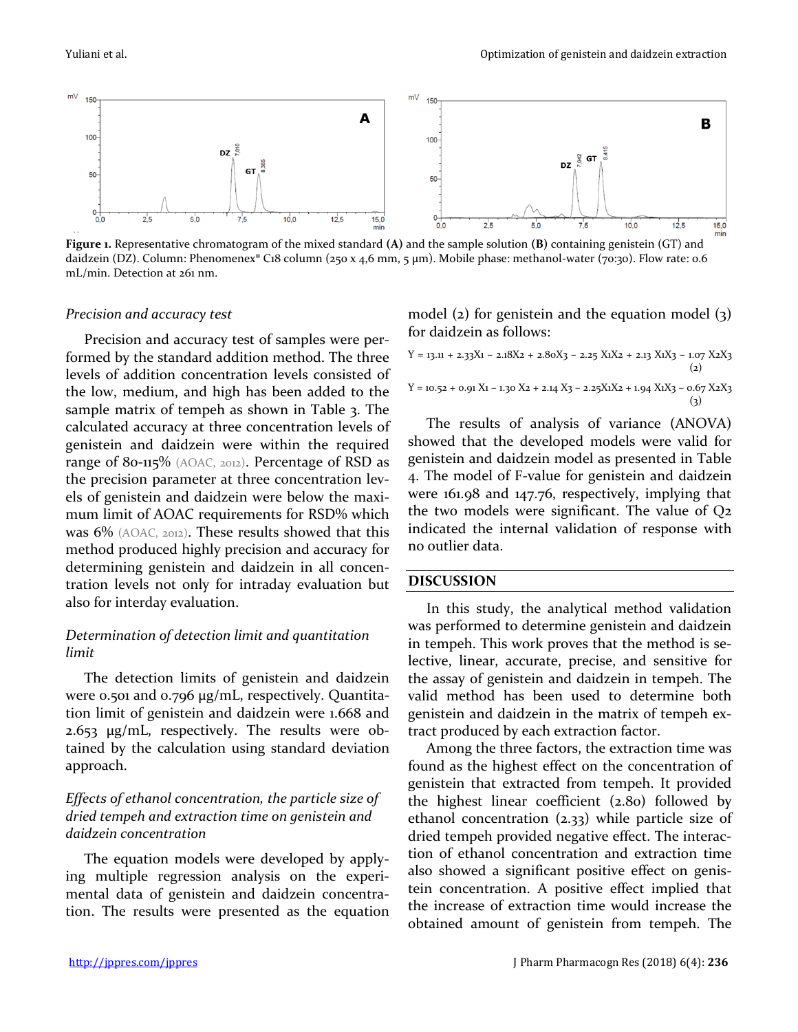Figure 1. Representative chromatogram of the mixed standard (A) and the sample solution (B) containing genistein (GT) and daidzein (DZ). Column: Phenomenex® C18 column (250 x 4,6 mm, 5 µm). Mobile phase: methanol-water (70:30). Flow rate: 0.6 mL/min. Detection at 261 nm.

### *Precision and accuracy test*

Precision and accuracy test of samples were performed by the standard addition method. The three levels of addition concentration levels consisted of the low, medium, and high has been added to the sample matrix of tempeh as shown in Table 3. The calculated accuracy at three concentration levels of genistein and daidzein were within the required range of 80-115% (AOAC, 2012). Percentage of RSD as the precision parameter at three concentration levels of genistein and daidzein were below the maximum limit of AOAC requirements for RSD% which was 6% (AOAC, 2012). These results showed that this method produced highly precision and accuracy for determining genistein and daidzein in all concentration levels not only for intraday evaluation but also for interday evaluation.

### *Determination of detection limit and quantitation limit*

The detection limits of genistein and daidzein were 0.501 and 0.796 µg/mL, respectively. Quantitation limit of genistein and daidzein were 1.668 and 2.653 µg/mL, respectively. The results were obtained by the calculation using standard deviation approach.

### *Effects of ethanol concentration, the particle size of dried tempeh and extraction time on genistein and daidzein concentration*

The equation models were developed by applying multiple regression analysis on the experimental data of genistein and daidzein concentration. The results were presented as the equation model (2) for genistein and the equation model (3) for daidzein as follows:

$$Y = 13.11 + 2.33X_1 - 2.18X_2 + 2.80X_3 - 2.25\ X_1X_2 + 2.13\ X_1X_3 - 1.07\ X_2X_3 \quad (2)$$

$$Y = 10.52 + 0.91\ X_1 - 1.30\ X_2 + 2.14\ X_3 - 2.25X_1X_2 + 1.94\ X_1X_3 - 0.67\ X_2X_3 \quad (3)$$

The results of analysis of variance (ANOVA) showed that the developed models were valid for genistein and daidzein model as presented in Table 4. The model of F-value for genistein and daidzein were 161.98 and 147.76, respectively, implying that the two models were significant. The value of $Q_2$ indicated the internal validation of response with no outlier data.

## DISCUSSION

In this study, the analytical method validation was performed to determine genistein and daidzein in tempeh. This work proves that the method is selective, linear, accurate, precise, and sensitive for the assay of genistein and daidzein in tempeh. The valid method has been used to determine both genistein and daidzein in the matrix of tempeh extract produced by each extraction factor.

Among the three factors, the extraction time was found as the highest effect on the concentration of genistein that extracted from tempeh. It provided the highest linear coefficient (2.80) followed by ethanol concentration (2.33) while particle size of dried tempeh provided negative effect. The interaction of ethanol concentration and extraction time also showed a significant positive effect on genistein concentration. A positive effect implied that the increase of extraction time would increase the obtained amount of genistein from tempeh. The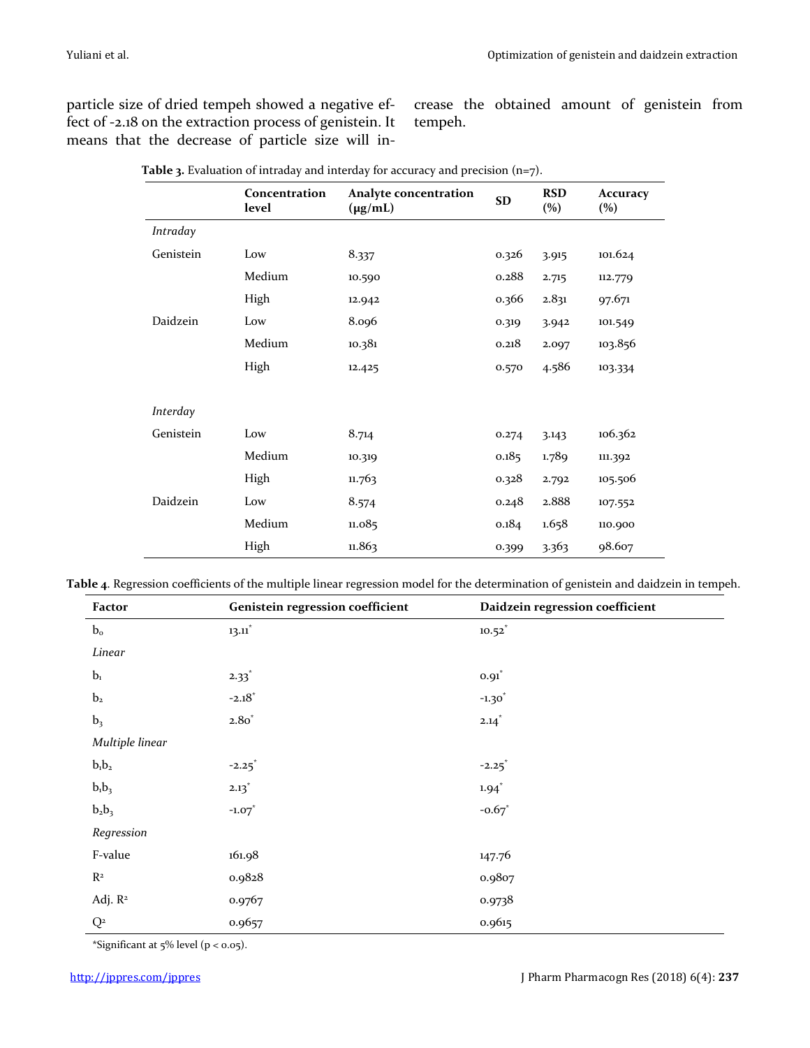particle size of dried tempeh showed a negative effect of -2.18 on the extraction process of genistein. It means that the decrease of particle size will increase the obtained amount of genistein from tempeh.

**Table 3.** Evaluation of intraday and interday for accuracy and precision (n=7).

| | Concentration level | Analyte concentration (μg/mL) | SD | RSD (%) | Accuracy (%) |
|---|---|---|---|---|---|
| *Intraday* | | | | | |
| Genistein | Low | 8.337 | 0.326 | 3.915 | 101.624 |
| | Medium | 10.590 | 0.288 | 2.715 | 112.779 |
| | High | 12.942 | 0.366 | 2.831 | 97.671 |
| Daidzein | Low | 8.096 | 0.319 | 3.942 | 101.549 |
| | Medium | 10.381 | 0.218 | 2.097 | 103.856 |
| | High | 12.425 | 0.570 | 4.586 | 103.334 |
| *Interday* | | | | | |
| Genistein | Low | 8.714 | 0.274 | 3.143 | 106.362 |
| | Medium | 10.319 | 0.185 | 1.789 | 111.392 |
| | High | 11.763 | 0.328 | 2.792 | 105.506 |
| Daidzein | Low | 8.574 | 0.248 | 2.888 | 107.552 |
| | Medium | 11.085 | 0.184 | 1.658 | 110.900 |
| | High | 11.863 | 0.399 | 3.363 | 98.607 |

**Table 4**. Regression coefficients of the multiple linear regression model for the determination of genistein and daidzein in tempeh.

| Factor | Genistein regression coefficient | Daidzein regression coefficient |
|---|---|---|
| $b_0$ | 13.11* | 10.52* |
| *Linear* | | |
| $b_1$ | 2.33* | 0.91* |
| $b_2$ | -2.18* | -1.30* |
| $b_3$ | 2.80* | 2.14* |
| *Multiple linear* | | |
| $b_1b_2$ | -2.25* | -2.25* |
| $b_1b_3$ | 2.13* | 1.94* |
| $b_2b_3$ | -1.07* | -0.67* |
| *Regression* | | |
| F-value | 161.98 | 147.76 |
| $R^2$ | 0.9828 | 0.9807 |
| Adj. $R^2$ | 0.9767 | 0.9738 |
| $Q^2$ | 0.9657 | 0.9615 |

*Significant at 5% level ($p < 0.05$).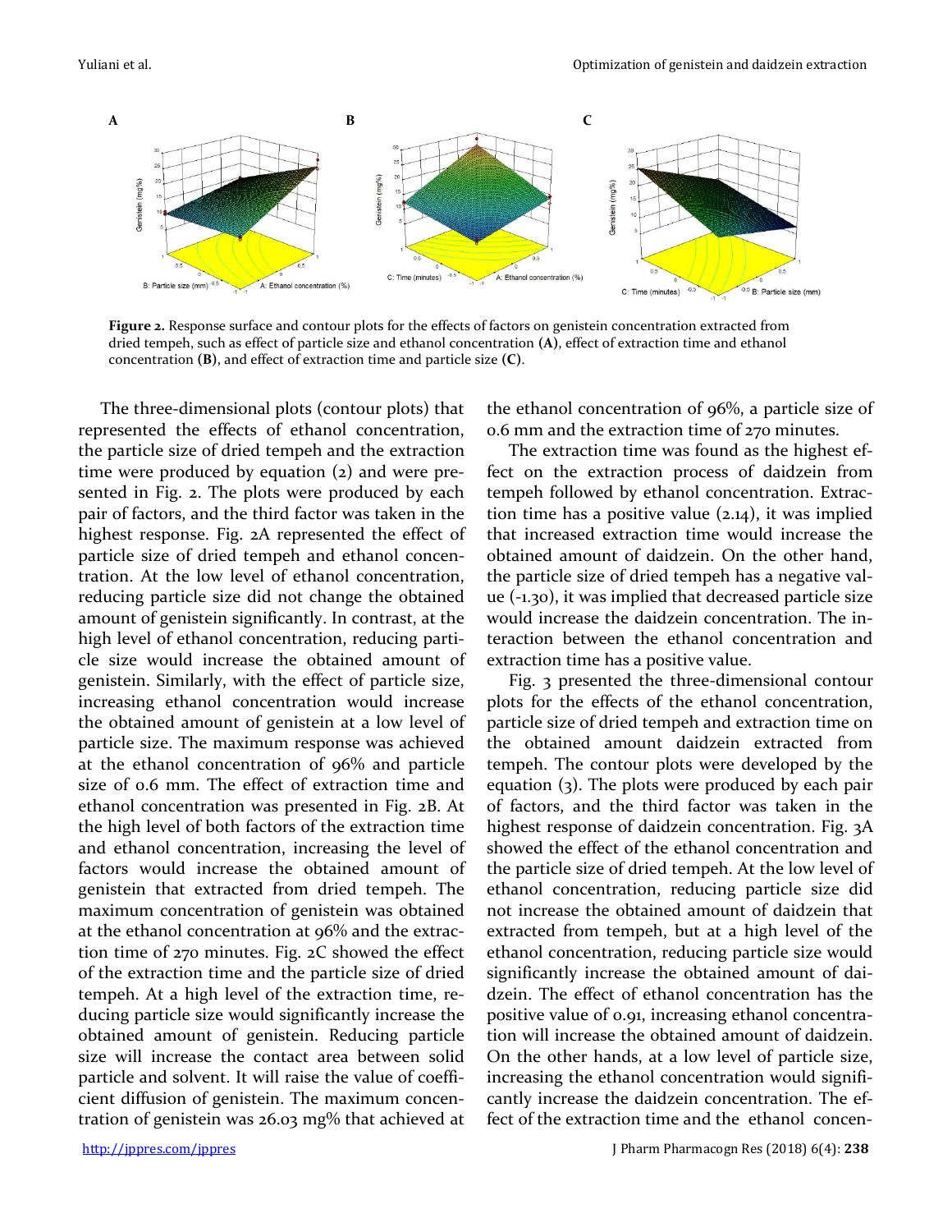Figure 2. Response surface and contour plots for the effects of factors on genistein concentration extracted from dried tempeh, such as effect of particle size and ethanol concentration (A), effect of extraction time and ethanol concentration (B), and effect of extraction time and particle size (C).

The three-dimensional plots (contour plots) that represented the effects of ethanol concentration, the particle size of dried tempeh and the extraction time were produced by equation (2) and were presented in Fig. 2. The plots were produced by each pair of factors, and the third factor was taken in the highest response. Fig. 2A represented the effect of particle size of dried tempeh and ethanol concentration. At the low level of ethanol concentration, reducing particle size did not change the obtained amount of genistein significantly. In contrast, at the high level of ethanol concentration, reducing particle size would increase the obtained amount of genistein. Similarly, with the effect of particle size, increasing ethanol concentration would increase the obtained amount of genistein at a low level of particle size. The maximum response was achieved at the ethanol concentration of 96% and particle size of 0.6 mm. The effect of extraction time and ethanol concentration was presented in Fig. 2B. At the high level of both factors of the extraction time and ethanol concentration, increasing the level of factors would increase the obtained amount of genistein that extracted from dried tempeh. The maximum concentration of genistein was obtained at the ethanol concentration at 96% and the extraction time of 270 minutes. Fig. 2C showed the effect of the extraction time and the particle size of dried tempeh. At a high level of the extraction time, reducing particle size would significantly increase the obtained amount of genistein. Reducing particle size will increase the contact area between solid particle and solvent. It will raise the value of coefficient diffusion of genistein. The maximum concentration of genistein was 26.03 mg% that achieved at the ethanol concentration of 96%, a particle size of 0.6 mm and the extraction time of 270 minutes.

The extraction time was found as the highest effect on the extraction process of daidzein from tempeh followed by ethanol concentration. Extraction time has a positive value (2.14), it was implied that increased extraction time would increase the obtained amount of daidzein. On the other hand, the particle size of dried tempeh has a negative value (-1.30), it was implied that decreased particle size would increase the daidzein concentration. The interaction between the ethanol concentration and extraction time has a positive value.

Fig. 3 presented the three-dimensional contour plots for the effects of the ethanol concentration, particle size of dried tempeh and extraction time on the obtained amount daidzein extracted from tempeh. The contour plots were developed by the equation (3). The plots were produced by each pair of factors, and the third factor was taken in the highest response of daidzein concentration. Fig. 3A showed the effect of the ethanol concentration and the particle size of dried tempeh. At the low level of ethanol concentration, reducing particle size did not increase the obtained amount of daidzein that extracted from tempeh, but at a high level of the ethanol concentration, reducing particle size would significantly increase the obtained amount of daidzein. The effect of ethanol concentration has the positive value of 0.91, increasing ethanol concentration will increase the obtained amount of daidzein. On the other hands, at a low level of particle size, increasing the ethanol concentration would significantly increase the daidzein concentration. The effect of the extraction time and the ethanol concen-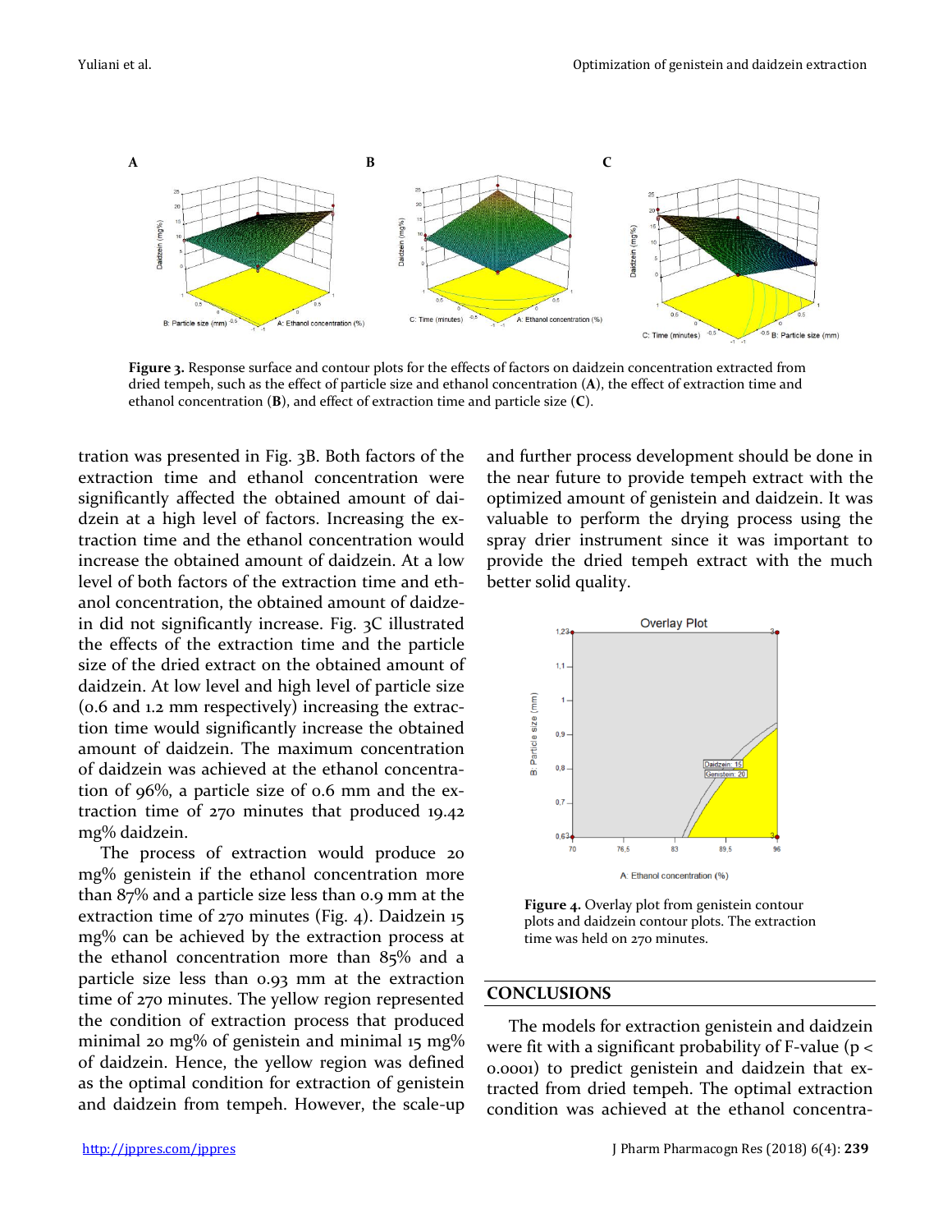**Figure 3.** Response surface and contour plots for the effects of factors on daidzein concentration extracted from dried tempeh, such as the effect of particle size and ethanol concentration (**A**), the effect of extraction time and ethanol concentration (**B**), and effect of extraction time and particle size (**C**).

tration was presented in Fig. 3B. Both factors of the extraction time and ethanol concentration were significantly affected the obtained amount of daidzein at a high level of factors. Increasing the extraction time and the ethanol concentration would increase the obtained amount of daidzein. At a low level of both factors of the extraction time and ethanol concentration, the obtained amount of daidzein did not significantly increase. Fig. 3C illustrated the effects of the extraction time and the particle size of the dried extract on the obtained amount of daidzein. At low level and high level of particle size (0.6 and 1.2 mm respectively) increasing the extraction time would significantly increase the obtained amount of daidzein. The maximum concentration of daidzein was achieved at the ethanol concentration of 96%, a particle size of 0.6 mm and the extraction time of 270 minutes that produced 19.42 mg% daidzein.

The process of extraction would produce 20 mg% genistein if the ethanol concentration more than 87% and a particle size less than 0.9 mm at the extraction time of 270 minutes (Fig. 4). Daidzein 15 mg% can be achieved by the extraction process at the ethanol concentration more than 85% and a particle size less than 0.93 mm at the extraction time of 270 minutes. The yellow region represented the condition of extraction process that produced minimal 20 mg% of genistein and minimal 15 mg% of daidzein. Hence, the yellow region was defined as the optimal condition for extraction of genistein and daidzein from tempeh. However, the scale-up and further process development should be done in the near future to provide tempeh extract with the optimized amount of genistein and daidzein. It was valuable to perform the drying process using the spray drier instrument since it was important to provide the dried tempeh extract with the much better solid quality.

**Figure 4.** Overlay plot from genistein contour plots and daidzein contour plots. The extraction time was held on 270 minutes.

## CONCLUSIONS

The models for extraction genistein and daidzein were fit with a significant probability of F-value ($p < 0.0001$) to predict genistein and daidzein that extracted from dried tempeh. The optimal extraction condition was achieved at the ethanol concentra-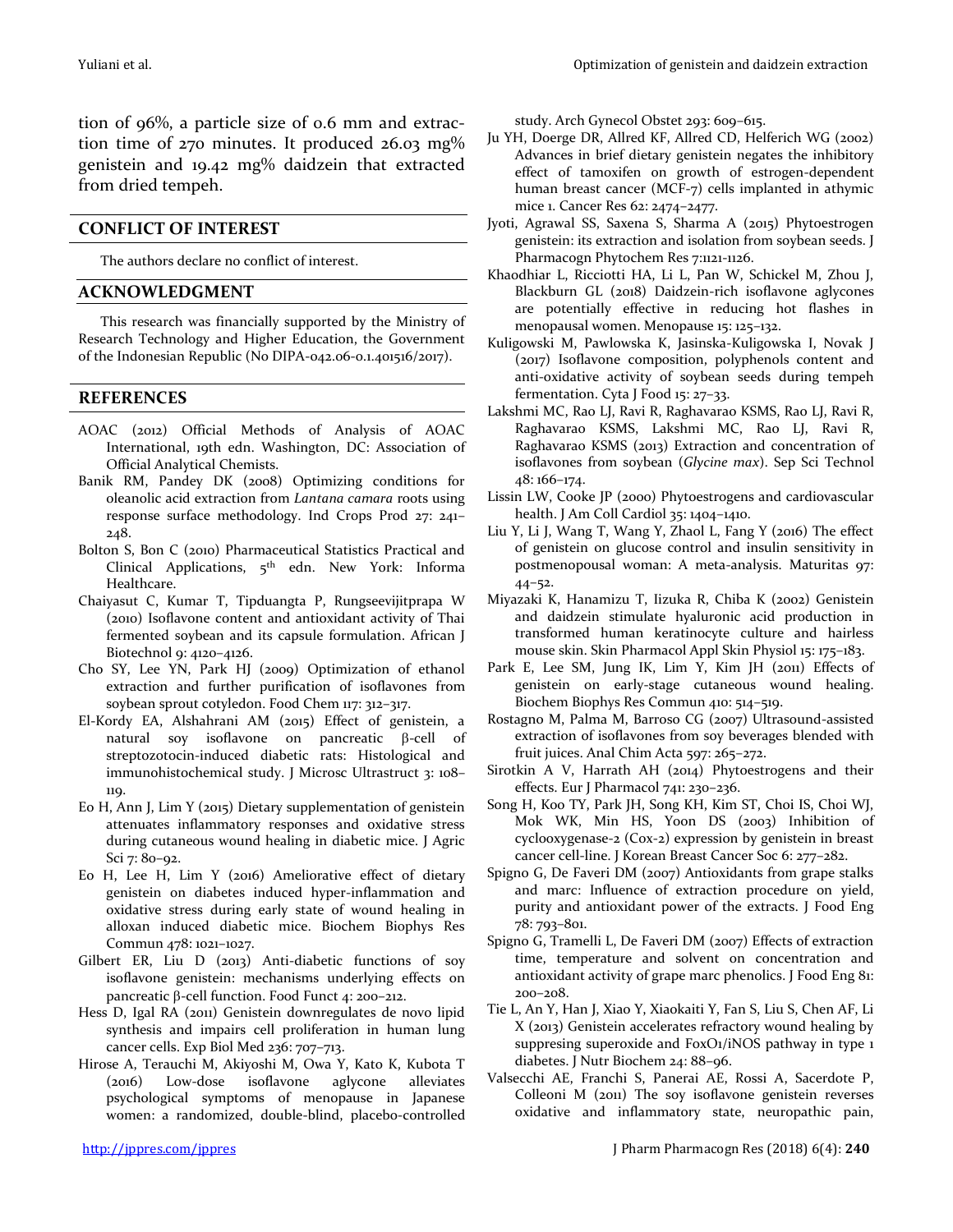tion of 96%, a particle size of 0.6 mm and extraction time of 270 minutes. It produced 26.03 mg% genistein and 19.42 mg% daidzein that extracted from dried tempeh.

## CONFLICT OF INTEREST

The authors declare no conflict of interest.

## ACKNOWLEDGMENT

This research was financially supported by the Ministry of Research Technology and Higher Education, the Government of the Indonesian Republic (No DIPA-042.06-0.1.401516/2017).

## REFERENCES

AOAC (2012) Official Methods of Analysis of AOAC International, 19th edn. Washington, DC: Association of Official Analytical Chemists.

Banik RM, Pandey DK (2008) Optimizing conditions for oleanolic acid extraction from *Lantana camara* roots using response surface methodology. Ind Crops Prod 27: 241–248.

Bolton S, Bon C (2010) Pharmaceutical Statistics Practical and Clinical Applications, 5th edn. New York: Informa Healthcare.

Chaiyasut C, Kumar T, Tipduangta P, Rungseevijitprapa W (2010) Isoflavone content and antioxidant activity of Thai fermented soybean and its capsule formulation. African J Biotechnol 9: 4120–4126.

Cho SY, Lee YN, Park HJ (2009) Optimization of ethanol extraction and further purification of isoflavones from soybean sprout cotyledon. Food Chem 117: 312–317.

El-Kordy EA, Alshahrani AM (2015) Effect of genistein, a natural soy isoflavone on pancreatic β-cell of streptozotocin-induced diabetic rats: Histological and immunohistochemical study. J Microsc Ultrastruct 3: 108–119.

Eo H, Ann J, Lim Y (2015) Dietary supplementation of genistein attenuates inflammatory responses and oxidative stress during cutaneous wound healing in diabetic mice. J Agric Sci 7: 80–92.

Eo H, Lee H, Lim Y (2016) Ameliorative effect of dietary genistein on diabetes induced hyper-inflammation and oxidative stress during early state of wound healing in alloxan induced diabetic mice. Biochem Biophys Res Commun 478: 1021–1027.

Gilbert ER, Liu D (2013) Anti-diabetic functions of soy isoflavone genistein: mechanisms underlying effects on pancreatic β-cell function. Food Funct 4: 200–212.

Hess D, Igal RA (2011) Genistein downregulates de novo lipid synthesis and impairs cell proliferation in human lung cancer cells. Exp Biol Med 236: 707–713.

Hirose A, Terauchi M, Akiyoshi M, Owa Y, Kato K, Kubota T (2016) Low-dose isoflavone aglycone alleviates psychological symptoms of menopause in Japanese women: a randomized, double-blind, placebo-controlled study. Arch Gynecol Obstet 293: 609–615.

Ju YH, Doerge DR, Allred KF, Allred CD, Helferich WG (2002) Advances in brief dietary genistein negates the inhibitory effect of tamoxifen on growth of estrogen-dependent human breast cancer (MCF-7) cells implanted in athymic mice 1. Cancer Res 62: 2474–2477.

Jyoti, Agrawal SS, Saxena S, Sharma A (2015) Phytoestrogen genistein: its extraction and isolation from soybean seeds. J Pharmacogn Phytochem Res 7:1121-1126.

Khaodhiar L, Ricciotti HA, Li L, Pan W, Schickel M, Zhou J, Blackburn GL (2018) Daidzein-rich isoflavone aglycones are potentially effective in reducing hot flashes in menopausal women. Menopause 15: 125–132.

Kuligowski M, Pawlowska K, Jasinska-Kuligowska I, Novak J (2017) Isoflavone composition, polyphenols content and anti-oxidative activity of soybean seeds during tempeh fermentation. Cyta J Food 15: 27–33.

Lakshmi MC, Rao LJ, Ravi R, Raghavarao KSMS, Rao LJ, Ravi R, Raghavarao KSMS, Lakshmi MC, Rao LJ, Ravi R, Raghavarao KSMS (2013) Extraction and concentration of isoflavones from soybean (*Glycine max*). Sep Sci Technol 48: 166–174.

Lissin LW, Cooke JP (2000) Phytoestrogens and cardiovascular health. J Am Coll Cardiol 35: 1404–1410.

Liu Y, Li J, Wang T, Wang Y, Zhaol L, Fang Y (2016) The effect of genistein on glucose control and insulin sensitivity in postmenopousal woman: A meta-analysis. Maturitas 97: 44–52.

Miyazaki K, Hanamizu T, Iizuka R, Chiba K (2002) Genistein and daidzein stimulate hyaluronic acid production in transformed human keratinocyte culture and hairless mouse skin. Skin Pharmacol Appl Skin Physiol 15: 175–183.

Park E, Lee SM, Jung IK, Lim Y, Kim JH (2011) Effects of genistein on early-stage cutaneous wound healing. Biochem Biophys Res Commun 410: 514–519.

Rostagno M, Palma M, Barroso CG (2007) Ultrasound-assisted extraction of isoflavones from soy beverages blended with fruit juices. Anal Chim Acta 597: 265–272.

Sirotkin A V, Harrath AH (2014) Phytoestrogens and their effects. Eur J Pharmacol 741: 230–236.

Song H, Koo TY, Park JH, Song KH, Kim ST, Choi IS, Choi WJ, Mok WK, Min HS, Yoon DS (2003) Inhibition of cyclooxygenase-2 (Cox-2) expression by genistein in breast cancer cell-line. J Korean Breast Cancer Soc 6: 277–282.

Spigno G, De Faveri DM (2007) Antioxidants from grape stalks and marc: Influence of extraction procedure on yield, purity and antioxidant power of the extracts. J Food Eng 78: 793–801.

Spigno G, Tramelli L, De Faveri DM (2007) Effects of extraction time, temperature and solvent on concentration and antioxidant activity of grape marc phenolics. J Food Eng 81: 200–208.

Tie L, An Y, Han J, Xiao Y, Xiaokaiti Y, Fan S, Liu S, Chen AF, Li X (2013) Genistein accelerates refractory wound healing by suppresing superoxide and FoxO1/iNOS pathway in type 1 diabetes. J Nutr Biochem 24: 88–96.

Valsecchi AE, Franchi S, Panerai AE, Rossi A, Sacerdote P, Colleoni M (2011) The soy isoflavone genistein reverses oxidative and inflammatory state, neuropathic pain,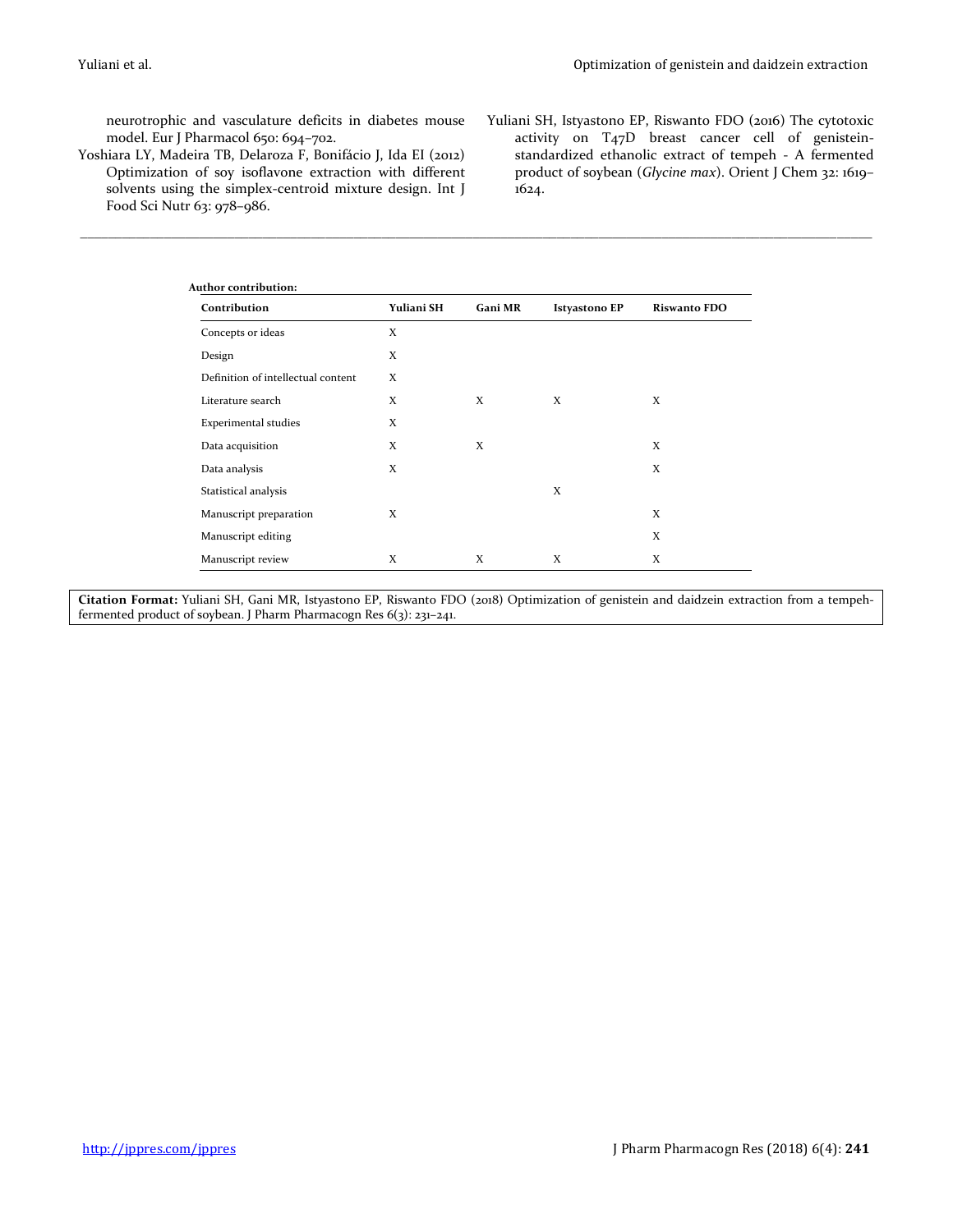neurotrophic and vasculature deficits in diabetes mouse model. Eur J Pharmacol 650: 694–702.

Yoshiara LY, Madeira TB, Delaroza F, Bonifácio J, Ida EI (2012) Optimization of soy isoflavone extraction with different solvents using the simplex-centroid mixture design. Int J Food Sci Nutr 63: 978–986.

Yuliani SH, Istyastono EP, Riswanto FDO (2016) The cytotoxic activity on T47D breast cancer cell of genistein-standardized ethanolic extract of tempeh - A fermented product of soybean (*Glycine max*). Orient J Chem 32: 1619–1624.

---

**Author contribution:**

| Contribution | Yuliani SH | Gani MR | Istyastono EP | Riswanto FDO |
|---|---|---|---|---|
| Concepts or ideas | X | | | |
| Design | X | | | |
| Definition of intellectual content | X | | | |
| Literature search | X | X | X | X |
| Experimental studies | X | | | |
| Data acquisition | X | X | | X |
| Data analysis | X | | | X |
| Statistical analysis | | | X | |
| Manuscript preparation | X | | | X |
| Manuscript editing | | | | X |
| Manuscript review | X | X | X | X |

**Citation Format:** Yuliani SH, Gani MR, Istyastono EP, Riswanto FDO (2018) Optimization of genistein and daidzein extraction from a tempeh-fermented product of soybean. J Pharm Pharmacogn Res 6(3): 231–241.